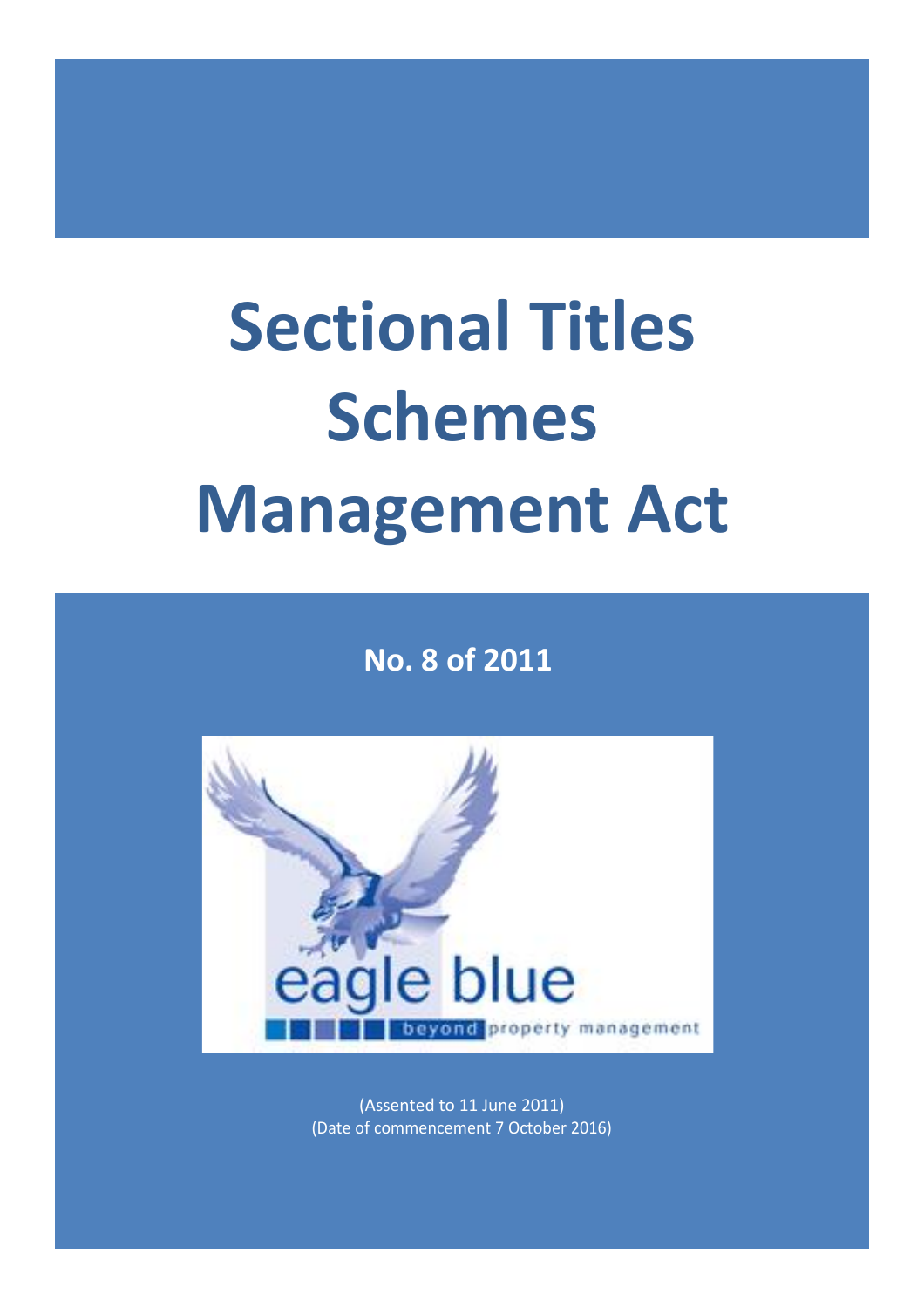# Sectional Titles Schemes Management Act

## No. 8 of 2011

eagle blue

beyond property management

(Assented to 11 June 2011)
(Date of commencement 7 October 2016)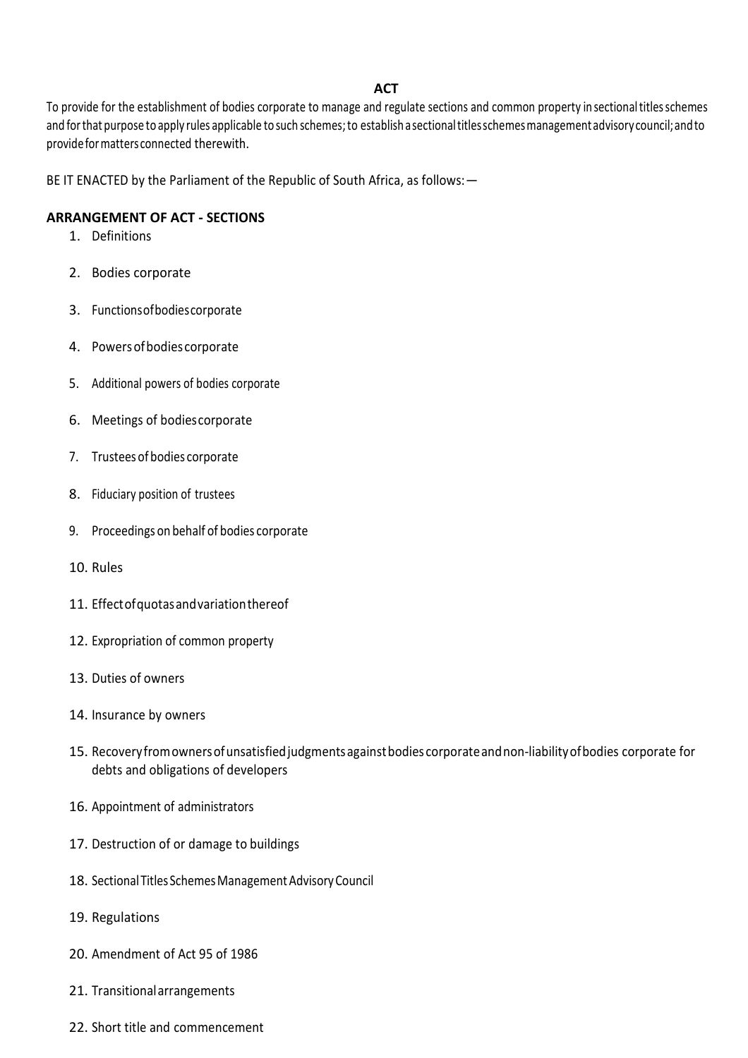**ACT**

To provide for the establishment of bodies corporate to manage and regulate sections and common property in sectional titles schemes and for that purpose to apply rules applicable to such schemes; to establish a sectional titles schemes management advisory council; and to provide for matters connected therewith.

BE IT ENACTED by the Parliament of the Republic of South Africa, as follows:—

**ARRANGEMENT OF ACT - SECTIONS**

1. Definitions
2. Bodies corporate
3. Functions of bodies corporate
4. Powers of bodies corporate
5. Additional powers of bodies corporate
6. Meetings of bodies corporate
7. Trustees of bodies corporate
8. Fiduciary position of trustees
9. Proceedings on behalf of bodies corporate
10. Rules
11. Effect of quotas and variation thereof
12. Expropriation of common property
13. Duties of owners
14. Insurance by owners
15. Recovery from owners of unsatisfied judgments against bodies corporate and non-liability of bodies corporate for debts and obligations of developers
16. Appointment of administrators
17. Destruction of or damage to buildings
18. Sectional Titles Schemes Management Advisory Council
19. Regulations
20. Amendment of Act 95 of 1986
21. Transitional arrangements
22. Short title and commencement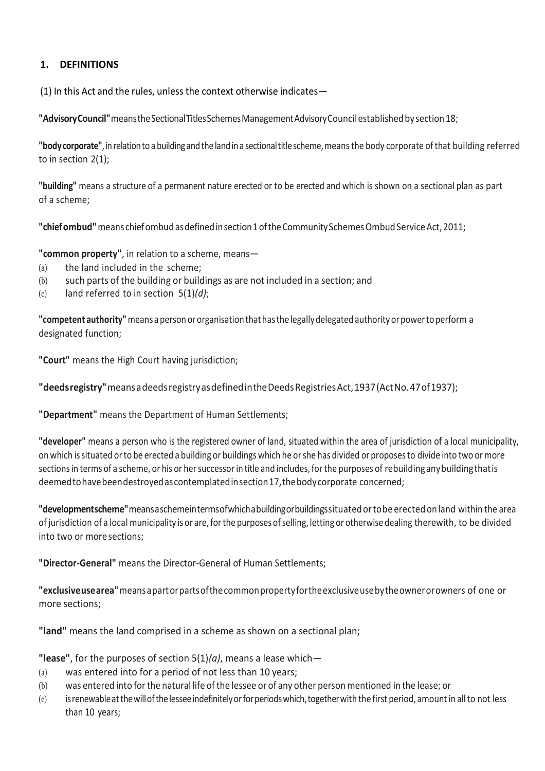## 1. DEFINITIONS

(1) In this Act and the rules, unless the context otherwise indicates—

**"Advisory Council"** means the Sectional Titles Schemes Management Advisory Council established by section 18;

**"body corporate"**, in relation to a building and the land in a sectional title scheme, means the body corporate of that building referred to in section 2(1);

**"building"** means a structure of a permanent nature erected or to be erected and which is shown on a sectional plan as part of a scheme;

**"chief ombud"** means chief ombud as defined in section 1 of the Community Schemes Ombud Service Act, 2011;

**"common property"**, in relation to a scheme, means—

(a) the land included in the scheme;

(b) such parts of the building or buildings as are not included in a section; and

(c) land referred to in section 5(1)*(d)*;

**"competent authority"** means a person or organisation that has the legally delegated authority or power to perform a designated function;

**"Court"** means the High Court having jurisdiction;

**"deeds registry"** means a deeds registry as defined in the Deeds Registries Act, 1937 (Act No. 47 of 1937);

**"Department"** means the Department of Human Settlements;

**"developer"** means a person who is the registered owner of land, situated within the area of jurisdiction of a local municipality, on which is situated or to be erected a building or buildings which he or she has divided or proposes to divide into two or more sections in terms of a scheme, or his or her successor in title and includes, for the purposes of rebuilding any building that is deemed to have been destroyed as contemplated in section 17, the body corporate concerned;

**"development scheme"** means a scheme in terms of which a building or buildings situated or to be erected on land within the area of jurisdiction of a local municipality is or are, for the purposes of selling, letting or otherwise dealing therewith, to be divided into two or more sections;

**"Director-General"** means the Director-General of Human Settlements;

**"exclusive use area"** means a part or parts of the common property for the exclusive use by the owner or owners of one or more sections;

**"land"** means the land comprised in a scheme as shown on a sectional plan;

**"lease"**, for the purposes of section 5(1)*(a)*, means a lease which—

(a) was entered into for a period of not less than 10 years;

(b) was entered into for the natural life of the lessee or of any other person mentioned in the lease; or

(c) is renewable at the will of the lessee indefinitely or for periods which, together with the first period, amount in all to not less than 10 years;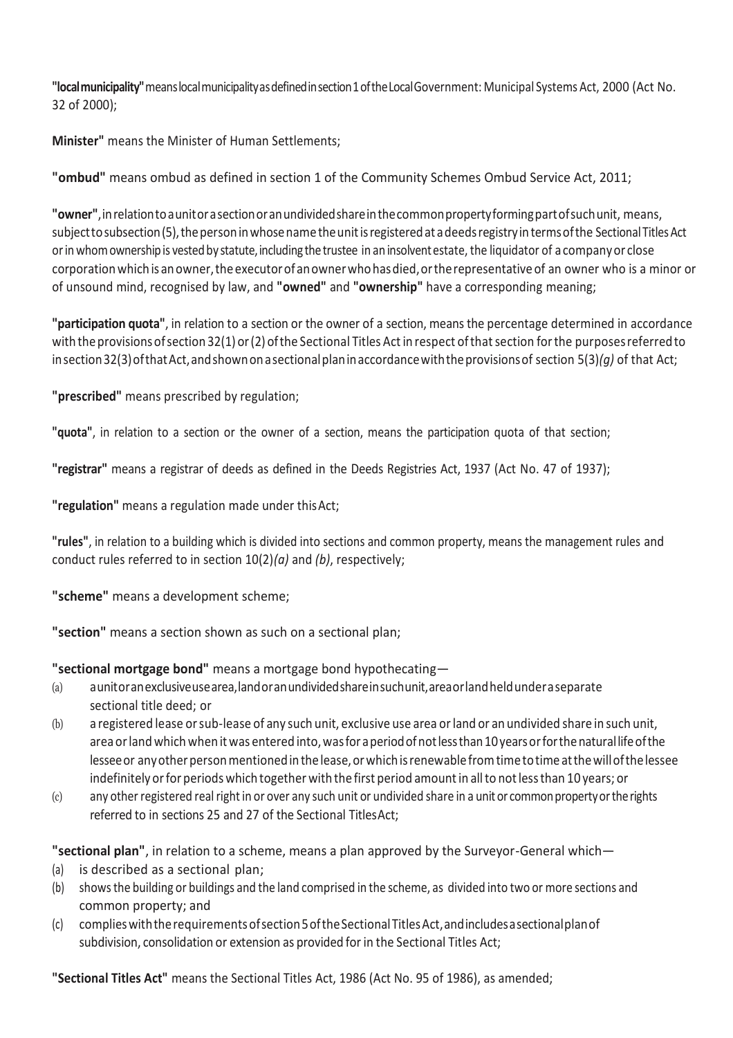**"local municipality"** means local municipality as defined in section 1 of the Local Government: Municipal Systems Act, 2000 (Act No. 32 of 2000);

**Minister"** means the Minister of Human Settlements;

**"ombud"** means ombud as defined in section 1 of the Community Schemes Ombud Service Act, 2011;

**"owner"**, in relation to a unit or a section or an undivided share in the common property forming part of such unit, means, subject to subsection (5), the person in whose name the unit is registered at a deeds registry in terms of the Sectional Titles Act or in whom ownership is vested by statute, including the trustee in an insolvent estate, the liquidator of a company or close corporation which is an owner, the executor of an owner who has died, or the representative of an owner who is a minor or of unsound mind, recognised by law, and **"owned"** and **"ownership"** have a corresponding meaning;

**"participation quota"**, in relation to a section or the owner of a section, means the percentage determined in accordance with the provisions of section 32(1) or (2) of the Sectional Titles Act in respect of that section for the purposes referred to in section 32(3) of that Act, and shown on a sectional plan in accordance with the provisions of section 5(3)*(g)* of that Act;

**"prescribed"** means prescribed by regulation;

**"quota"**, in relation to a section or the owner of a section, means the participation quota of that section;

**"registrar"** means a registrar of deeds as defined in the Deeds Registries Act, 1937 (Act No. 47 of 1937);

**"regulation"** means a regulation made under this Act;

**"rules"**, in relation to a building which is divided into sections and common property, means the management rules and conduct rules referred to in section 10(2)*(a)* and *(b)*, respectively;

**"scheme"** means a development scheme;

**"section"** means a section shown as such on a sectional plan;

**"sectional mortgage bond"** means a mortgage bond hypothecating—

(a) a unit or an exclusive use area, land or an undivided share in such unit, area or land held under a separate sectional title deed; or

(b) a registered lease or sub-lease of any such unit, exclusive use area or land or an undivided share in such unit, area or land which when it was entered into, was for a period of not less than 10 years or for the natural life of the lessee or any other person mentioned in the lease, or which is renewable from time to time at the will of the lessee indefinitely or for periods which together with the first period amount in all to not less than 10 years; or

(c) any other registered real right in or over any such unit or undivided share in a unit or common property or the rights referred to in sections 25 and 27 of the Sectional Titles Act;

**"sectional plan"**, in relation to a scheme, means a plan approved by the Surveyor-General which—

(a) is described as a sectional plan;

(b) shows the building or buildings and the land comprised in the scheme, as divided into two or more sections and common property; and

(c) complies with the requirements of section 5 of the Sectional Titles Act, and includes a sectional plan of subdivision, consolidation or extension as provided for in the Sectional Titles Act;

**"Sectional Titles Act"** means the Sectional Titles Act, 1986 (Act No. 95 of 1986), as amended;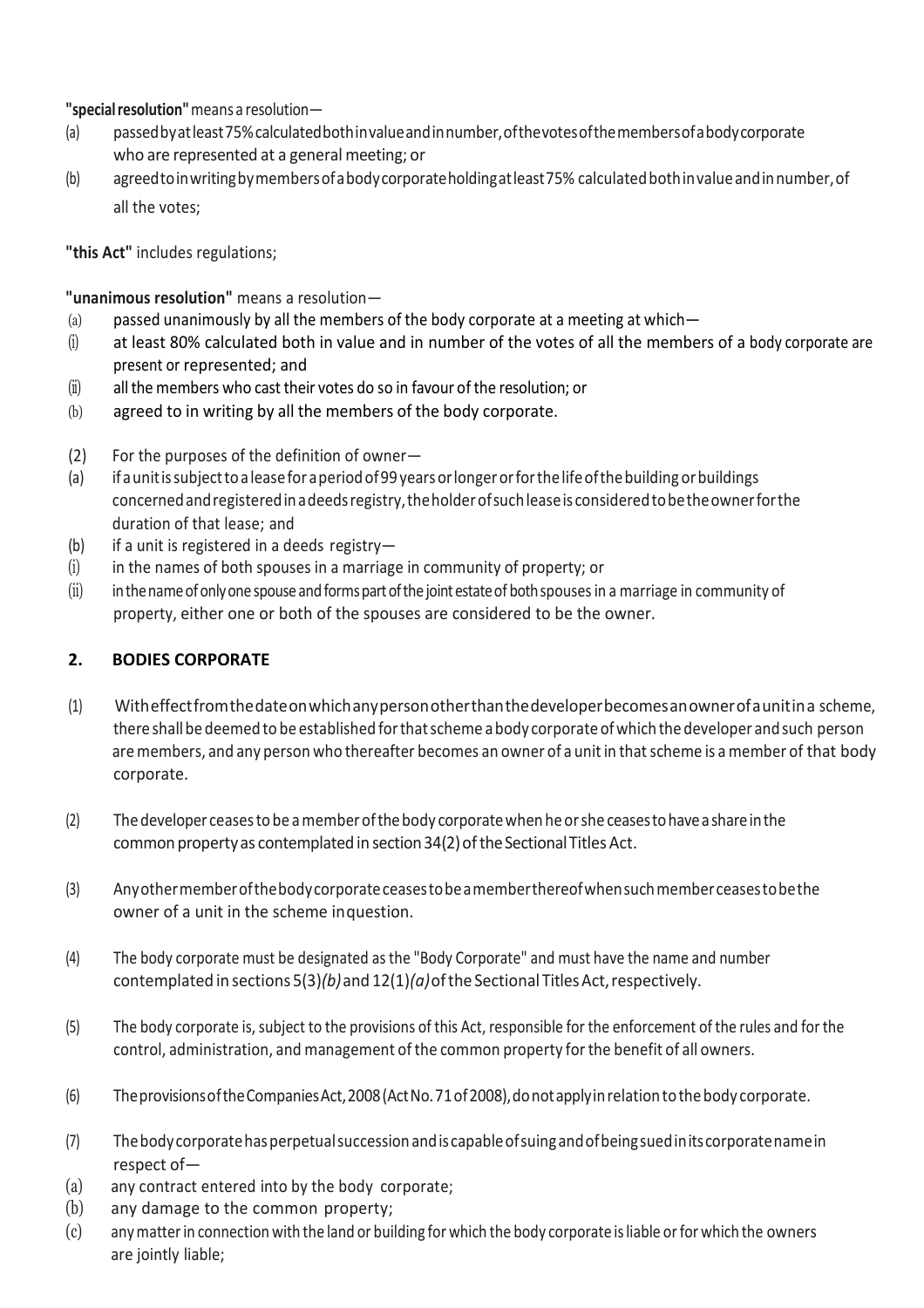**"special resolution"** means a resolution—

(a) passed by at least 75% calculated both in value and in number, of the votes of the members of a body corporate who are represented at a general meeting; or

(b) agreed to in writing by members of a body corporate holding at least 75% calculated both in value and in number, of all the votes;

**"this Act"** includes regulations;

**"unanimous resolution"** means a resolution—

(a) passed unanimously by all the members of the body corporate at a meeting at which—

(i) at least 80% calculated both in value and in number of the votes of all the members of a body corporate are present or represented; and

(ii) all the members who cast their votes do so in favour of the resolution; or

(b) agreed to in writing by all the members of the body corporate.

(2) For the purposes of the definition of owner—

(a) if a unit is subject to a lease for a period of 99 years or longer or for the life of the building or buildings concerned and registered in a deeds registry, the holder of such lease is considered to be the owner for the duration of that lease; and

(b) if a unit is registered in a deeds registry—

(i) in the names of both spouses in a marriage in community of property; or

(ii) in the name of only one spouse and forms part of the joint estate of both spouses in a marriage in community of property, either one or both of the spouses are considered to be the owner.

## 2. BODIES CORPORATE

(1) With effect from the date on which any person other than the developer becomes an owner of a unit in a scheme, there shall be deemed to be established for that scheme a body corporate of which the developer and such person are members, and any person who thereafter becomes an owner of a unit in that scheme is a member of that body corporate.

(2) The developer ceases to be a member of the body corporate when he or she ceases to have a share in the common property as contemplated in section 34(2) of the Sectional Titles Act.

(3) Any other member of the body corporate ceases to be a member thereof when such member ceases to be the owner of a unit in the scheme in question.

(4) The body corporate must be designated as the "Body Corporate" and must have the name and number contemplated in sections 5(3)*(b)* and 12(1)*(a)* of the Sectional Titles Act, respectively.

(5) The body corporate is, subject to the provisions of this Act, responsible for the enforcement of the rules and for the control, administration, and management of the common property for the benefit of all owners.

(6) The provisions of the Companies Act, 2008 (Act No. 71 of 2008), do not apply in relation to the body corporate.

(7) The body corporate has perpetual succession and is capable of suing and of being sued in its corporate name in respect of—

(a) any contract entered into by the body corporate;

(b) any damage to the common property;

(c) any matter in connection with the land or building for which the body corporate is liable or for which the owners are jointly liable;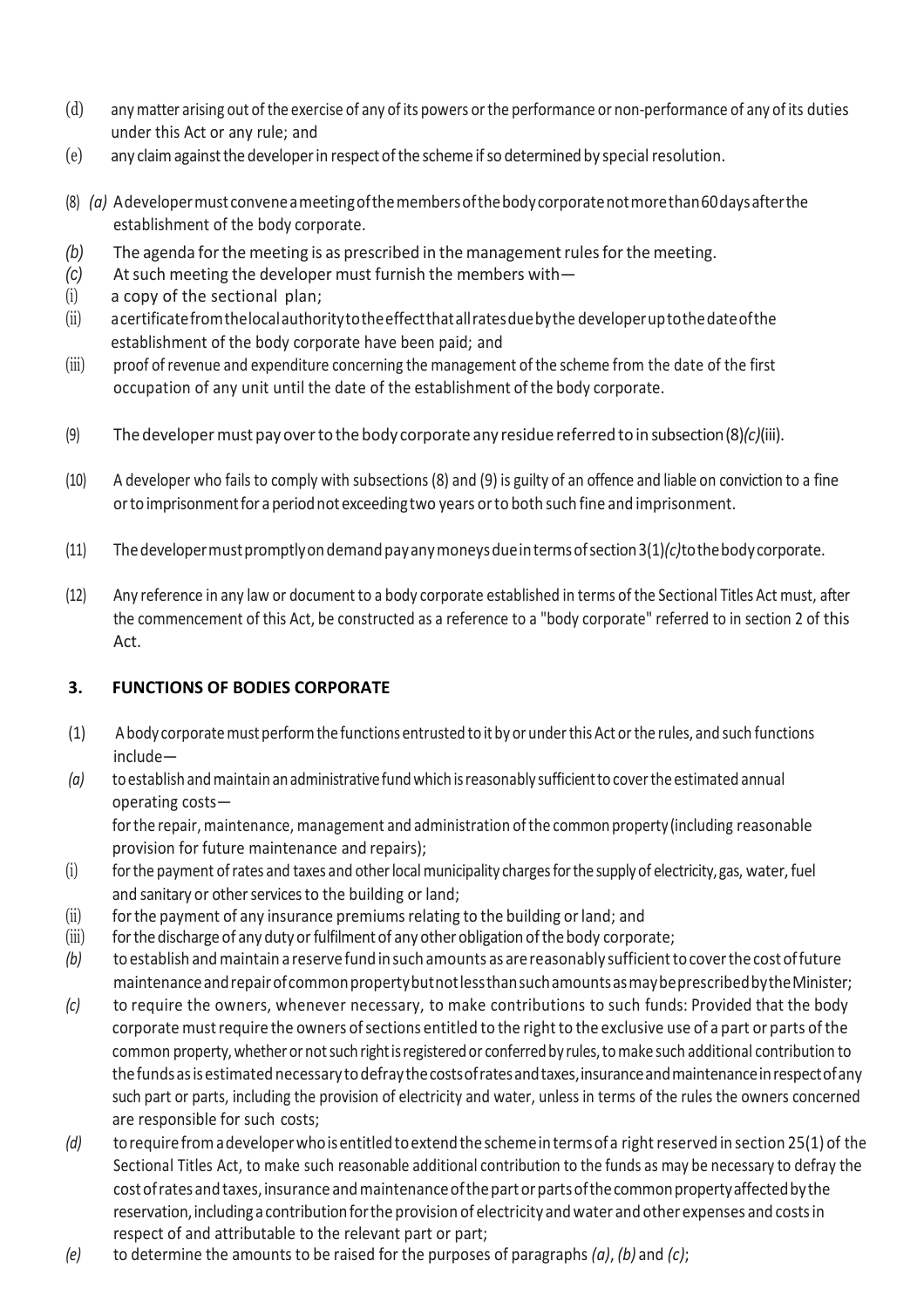(d) any matter arising out of the exercise of any of its powers or the performance or non-performance of any of its duties under this Act or any rule; and

(e) any claim against the developer in respect of the scheme if so determined by special resolution.

(8) *(a)* A developer must convene a meeting of the members of the body corporate not more than 60 days after the establishment of the body corporate.

*(b)* The agenda for the meeting is as prescribed in the management rules for the meeting.

*(c)* At such meeting the developer must furnish the members with—

(i) a copy of the sectional plan;

(ii) a certificate from the local authority to the effect that all rates due by the developer up to the date of the establishment of the body corporate have been paid; and

(iii) proof of revenue and expenditure concerning the management of the scheme from the date of the first occupation of any unit until the date of the establishment of the body corporate.

(9) The developer must pay over to the body corporate any residue referred to in subsection (8)*(c)*(iii).

(10) A developer who fails to comply with subsections (8) and (9) is guilty of an offence and liable on conviction to a fine or to imprisonment for a period not exceeding two years or to both such fine and imprisonment.

(11) The developer must promptly on demand pay any moneys due in terms of section 3(1)*(c)* to the body corporate.

(12) Any reference in any law or document to a body corporate established in terms of the Sectional Titles Act must, after the commencement of this Act, be constructed as a reference to a "body corporate" referred to in section 2 of this Act.

## 3. FUNCTIONS OF BODIES CORPORATE

(1) A body corporate must perform the functions entrusted to it by or under this Act or the rules, and such functions include—

*(a)* to establish and maintain an administrative fund which is reasonably sufficient to cover the estimated annual operating costs—

for the repair, maintenance, management and administration of the common property (including reasonable provision for future maintenance and repairs);

(i) for the payment of rates and taxes and other local municipality charges for the supply of electricity, gas, water, fuel and sanitary or other services to the building or land;

(ii) for the payment of any insurance premiums relating to the building or land; and

(iii) for the discharge of any duty or fulfilment of any other obligation of the body corporate;

*(b)* to establish and maintain a reserve fund in such amounts as are reasonably sufficient to cover the cost of future maintenance and repair of common property but not less than such amounts as may be prescribed by the Minister;

*(c)* to require the owners, whenever necessary, to make contributions to such funds: Provided that the body corporate must require the owners of sections entitled to the right to the exclusive use of a part or parts of the common property, whether or not such right is registered or conferred by rules, to make such additional contribution to the funds as is estimated necessary to defray the costs of rates and taxes, insurance and maintenance in respect of any such part or parts, including the provision of electricity and water, unless in terms of the rules the owners concerned are responsible for such costs;

*(d)* to require from a developer who is entitled to extend the scheme in terms of a right reserved in section 25(1) of the Sectional Titles Act, to make such reasonable additional contribution to the funds as may be necessary to defray the cost of rates and taxes, insurance and maintenance of the part or parts of the common property affected by the reservation, including a contribution for the provision of electricity and water and other expenses and costs in respect of and attributable to the relevant part or part;

*(e)* to determine the amounts to be raised for the purposes of paragraphs *(a)*, *(b)* and *(c)*;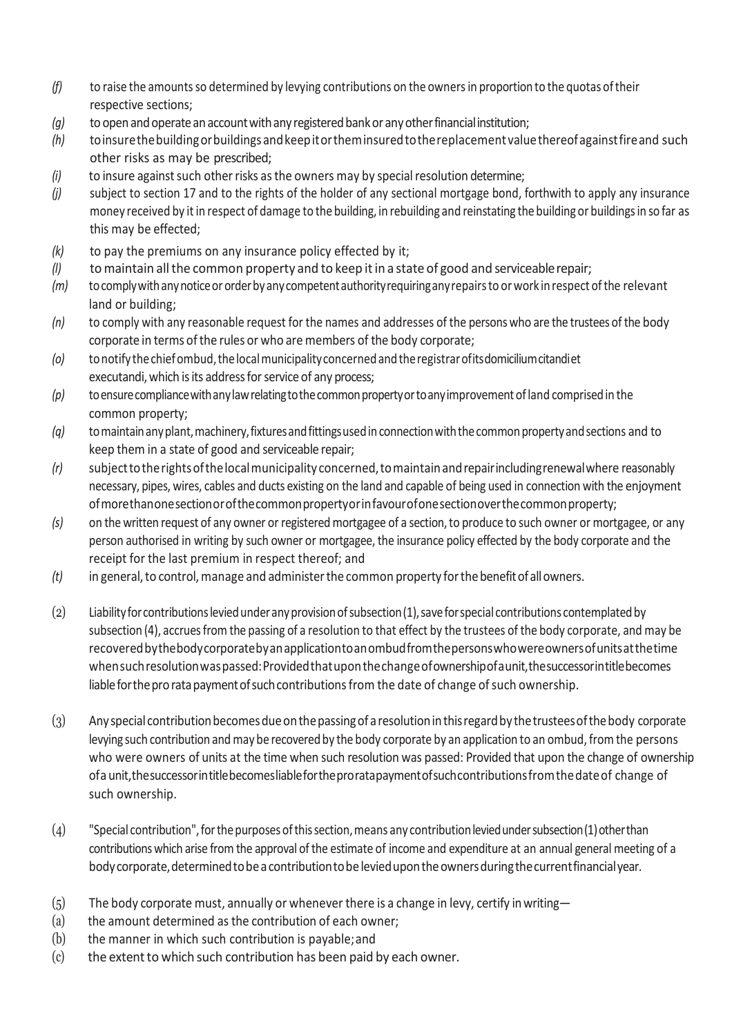*(f)* to raise the amounts so determined by levying contributions on the owners in proportion to the quotas of their respective sections;

*(g)* to open and operate an account with any registered bank or any other financial institution;

*(h)* to insure the building or buildings and keep it or them insured to the replacement value thereof against fire and such other risks as may be prescribed;

*(i)* to insure against such other risks as the owners may by special resolution determine;

*(j)* subject to section 17 and to the rights of the holder of any sectional mortgage bond, forthwith to apply any insurance money received by it in respect of damage to the building, in rebuilding and reinstating the building or buildings in so far as this may be effected;

*(k)* to pay the premiums on any insurance policy effected by it;

*(l)* to maintain all the common property and to keep it in a state of good and serviceable repair;

*(m)* to comply with any notice or order by any competent authority requiring any repairs to or work in respect of the relevant land or building;

*(n)* to comply with any reasonable request for the names and addresses of the persons who are the trustees of the body corporate in terms of the rules or who are members of the body corporate;

*(o)* to notify the chief ombud, the local municipality concerned and the registrar of its domicilium citandi et executandi, which is its address for service of any process;

*(p)* to ensure compliance with any law relating to the common property or to any improvement of land comprised in the common property;

*(q)* to maintain any plant, machinery, fixtures and fittings used in connection with the common property and sections and to keep them in a state of good and serviceable repair;

*(r)* subject to the rights of the local municipality concerned, to maintain and repair including renewal where reasonably necessary, pipes, wires, cables and ducts existing on the land and capable of being used in connection with the enjoyment of more than one section or of the common property or in favour of one section over the common property;

*(s)* on the written request of any owner or registered mortgagee of a section, to produce to such owner or mortgagee, or any person authorised in writing by such owner or mortgagee, the insurance policy effected by the body corporate and the receipt for the last premium in respect thereof; and

*(t)* in general, to control, manage and administer the common property for the benefit of all owners.

(2) Liability for contributions levied under any provision of subsection (1), save for special contributions contemplated by subsection (4), accrues from the passing of a resolution to that effect by the trustees of the body corporate, and may be recovered by the body corporate by an application to an ombud from the persons who were owners of units at the time when such resolution was passed: Provided that upon the change of ownership of a unit, the successor in title becomes liable for the pro rata payment of such contributions from the date of change of such ownership.

(3) Any special contribution becomes due on the passing of a resolution in this regard by the trustees of the body corporate levying such contribution and may be recovered by the body corporate by an application to an ombud, from the persons who were owners of units at the time when such resolution was passed: Provided that upon the change of ownership of a unit, the successor in title becomes liable for the pro rata payment of such contributions from the date of change of such ownership.

(4) "Special contribution", for the purposes of this section, means any contribution levied under subsection (1) other than contributions which arise from the approval of the estimate of income and expenditure at an annual general meeting of a body corporate, determined to be a contribution to be levied upon the owners during the current financial year.

(5) The body corporate must, annually or whenever there is a change in levy, certify in writing—

(a) the amount determined as the contribution of each owner;

(b) the manner in which such contribution is payable; and

(c) the extent to which such contribution has been paid by each owner.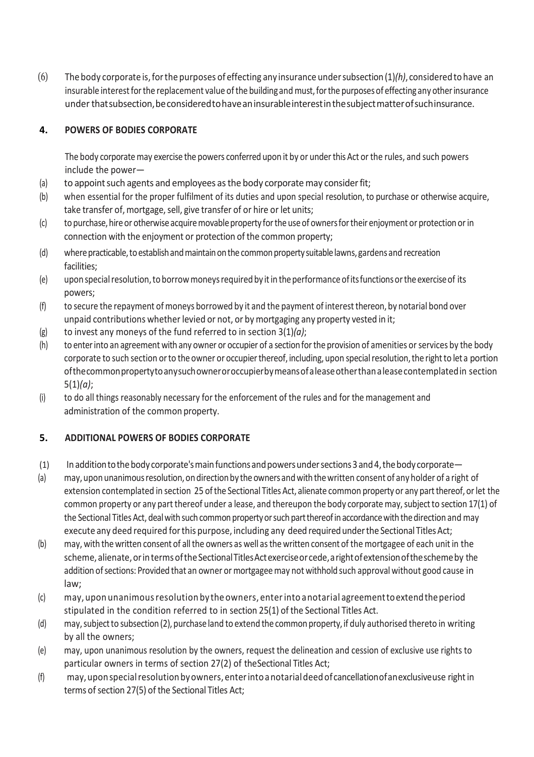(6) The body corporate is, for the purposes of effecting any insurance under subsection (1)*(h)*, considered to have an insurable interest for the replacement value of the building and must, for the purposes of effecting any other insurance under that subsection, be considered to have an insurable interest in the subject matter of such insurance.

## 4. POWERS OF BODIES CORPORATE

The body corporate may exercise the powers conferred upon it by or under this Act or the rules, and such powers include the power—

(a) to appoint such agents and employees as the body corporate may consider fit;

(b) when essential for the proper fulfilment of its duties and upon special resolution, to purchase or otherwise acquire, take transfer of, mortgage, sell, give transfer of or hire or let units;

(c) to purchase, hire or otherwise acquire movable property for the use of owners for their enjoyment or protection or in connection with the enjoyment or protection of the common property;

(d) where practicable, to establish and maintain on the common property suitable lawns, gardens and recreation facilities;

(e) upon special resolution, to borrow moneys required by it in the performance of its functions or the exercise of its powers;

(f) to secure the repayment of moneys borrowed by it and the payment of interest thereon, by notarial bond over unpaid contributions whether levied or not, or by mortgaging any property vested in it;

(g) to invest any moneys of the fund referred to in section 3(1)*(a)*;

(h) to enter into an agreement with any owner or occupier of a section for the provision of amenities or services by the body corporate to such section or to the owner or occupier thereof, including, upon special resolution, the right to let a portion of the common property to any such owner or occupier by means of a lease other than a lease contemplated in section 5(1)*(a)*;

(i) to do all things reasonably necessary for the enforcement of the rules and for the management and administration of the common property.

## 5. ADDITIONAL POWERS OF BODIES CORPORATE

(1) In addition to the body corporate's main functions and powers under sections 3 and 4, the body corporate—

(a) may, upon unanimous resolution, on direction by the owners and with the written consent of any holder of a right of extension contemplated in section 25 of the Sectional Titles Act, alienate common property or any part thereof, or let the common property or any part thereof under a lease, and thereupon the body corporate may, subject to section 17(1) of the Sectional Titles Act, deal with such common property or such part thereof in accordance with the direction and may execute any deed required for this purpose, including any deed required under the Sectional Titles Act;

(b) may, with the written consent of all the owners as well as the written consent of the mortgagee of each unit in the scheme, alienate, or in terms of the Sectional Titles Act exercise or cede, a right of extension of the scheme by the addition of sections: Provided that an owner or mortgagee may not withhold such approval without good cause in law;

(c) may, upon unanimous resolution by the owners, enter into a notarial agreement to extend the period stipulated in the condition referred to in section 25(1) of the Sectional Titles Act.

(d) may, subject to subsection (2), purchase land to extend the common property, if duly authorised thereto in writing by all the owners;

(e) may, upon unanimous resolution by the owners, request the delineation and cession of exclusive use rights to particular owners in terms of section 27(2) of the Sectional Titles Act;

(f) may, upon special resolution by owners, enter into a notarial deed of cancellation of an exclusive use right in terms of section 27(5) of the Sectional Titles Act;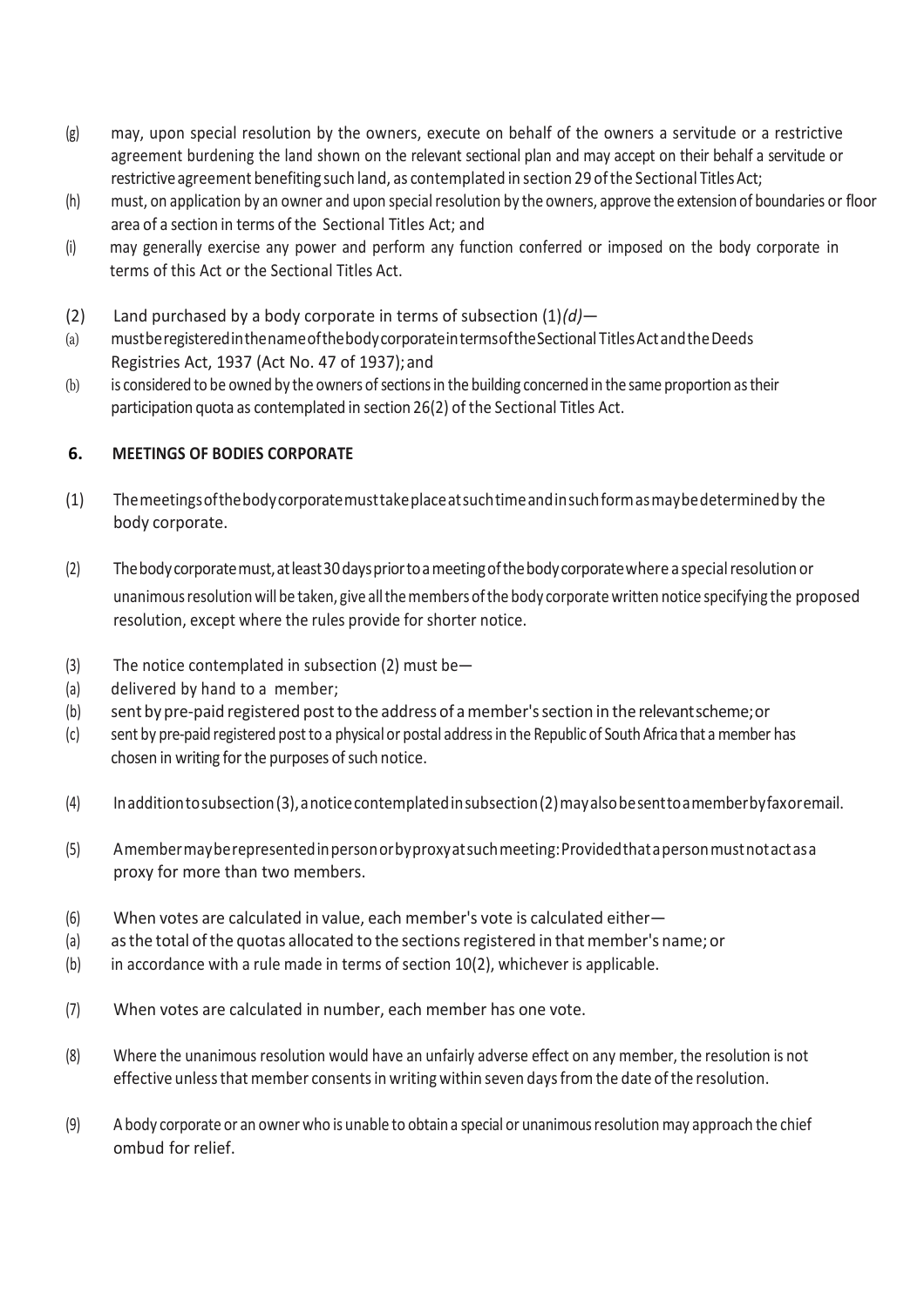(g) may, upon special resolution by the owners, execute on behalf of the owners a servitude or a restrictive agreement burdening the land shown on the relevant sectional plan and may accept on their behalf a servitude or restrictive agreement benefiting such land, as contemplated in section 29 of the Sectional Titles Act;

(h) must, on application by an owner and upon special resolution by the owners, approve the extension of boundaries or floor area of a section in terms of the Sectional Titles Act; and

(i) may generally exercise any power and perform any function conferred or imposed on the body corporate in terms of this Act or the Sectional Titles Act.

(2) Land purchased by a body corporate in terms of subsection (1)*(d)*—

(a) must be registered in the name of the body corporate in terms of the Sectional Titles Act and the Deeds Registries Act, 1937 (Act No. 47 of 1937); and

(b) is considered to be owned by the owners of sections in the building concerned in the same proportion as their participation quota as contemplated in section 26(2) of the Sectional Titles Act.

## 6. MEETINGS OF BODIES CORPORATE

(1) The meetings of the body corporate must take place at such time and in such form as may be determined by the body corporate.

(2) The body corporate must, at least 30 days prior to a meeting of the body corporate where a special resolution or unanimous resolution will be taken, give all the members of the body corporate written notice specifying the proposed resolution, except where the rules provide for shorter notice.

(3) The notice contemplated in subsection (2) must be—

(a) delivered by hand to a member;

(b) sent by pre-paid registered post to the address of a member's section in the relevant scheme; or

(c) sent by pre-paid registered post to a physical or postal address in the Republic of South Africa that a member has chosen in writing for the purposes of such notice.

(4) In addition to subsection (3), a notice contemplated in subsection (2) may also be sent to a member by fax or email.

(5) A member may be represented in person or by proxy at such meeting: Provided that a person must not act as a proxy for more than two members.

(6) When votes are calculated in value, each member's vote is calculated either—

(a) as the total of the quotas allocated to the sections registered in that member's name; or

(b) in accordance with a rule made in terms of section 10(2), whichever is applicable.

(7) When votes are calculated in number, each member has one vote.

(8) Where the unanimous resolution would have an unfairly adverse effect on any member, the resolution is not effective unless that member consents in writing within seven days from the date of the resolution.

(9) A body corporate or an owner who is unable to obtain a special or unanimous resolution may approach the chief ombud for relief.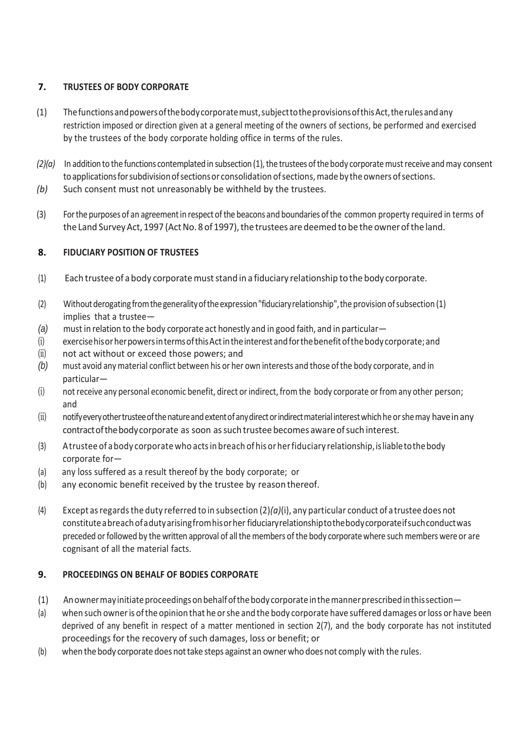## 7. TRUSTEES OF BODY CORPORATE

(1) The functions and powers of the body corporate must, subject to the provisions of this Act, the rules and any restriction imposed or direction given at a general meeting of the owners of sections, be performed and exercised by the trustees of the body corporate holding office in terms of the rules.

*(2)(a)* In addition to the functions contemplated in subsection (1), the trustees of the body corporate must receive and may consent to applications for subdivision of sections or consolidation of sections, made by the owners of sections.

*(b)* Such consent must not unreasonably be withheld by the trustees.

(3) For the purposes of an agreement in respect of the beacons and boundaries of the common property required in terms of the Land Survey Act, 1997 (Act No. 8 of 1997), the trustees are deemed to be the owner of the land.

## 8. FIDUCIARY POSITION OF TRUSTEES

(1) Each trustee of a body corporate must stand in a fiduciary relationship to the body corporate.

(2) Without derogating from the generality of the expression "fiduciary relationship", the provision of subsection (1) implies that a trustee—

*(a)* must in relation to the body corporate act honestly and in good faith, and in particular—

(i) exercise his or her powers in terms of this Act in the interest and for the benefit of the body corporate; and

(ii) not act without or exceed those powers; and

*(b)* must avoid any material conflict between his or her own interests and those of the body corporate, and in particular—

(i) not receive any personal economic benefit, direct or indirect, from the body corporate or from any other person; and

(ii) notify every other trustee of the nature and extent of any direct or indirect material interest which he or she may have in any contract of the body corporate as soon as such trustee becomes aware of such interest.

(3) A trustee of a body corporate who acts in breach of his or her fiduciary relationship, is liable to the body corporate for—

(a) any loss suffered as a result thereof by the body corporate; or

(b) any economic benefit received by the trustee by reason thereof.

(4) Except as regards the duty referred to in subsection (2)*(a)*(i), any particular conduct of a trustee does not constitute a breach of a duty arising from his or her fiduciary relationship to the body corporate if such conduct was preceded or followed by the written approval of all the members of the body corporate where such members were or are cognisant of all the material facts.

## 9. PROCEEDINGS ON BEHALF OF BODIES CORPORATE

(1) An owner may initiate proceedings on behalf of the body corporate in the manner prescribed in this section—

(a) when such owner is of the opinion that he or she and the body corporate have suffered damages or loss or have been deprived of any benefit in respect of a matter mentioned in section 2(7), and the body corporate has not instituted proceedings for the recovery of such damages, loss or benefit; or

(b) when the body corporate does not take steps against an owner who does not comply with the rules.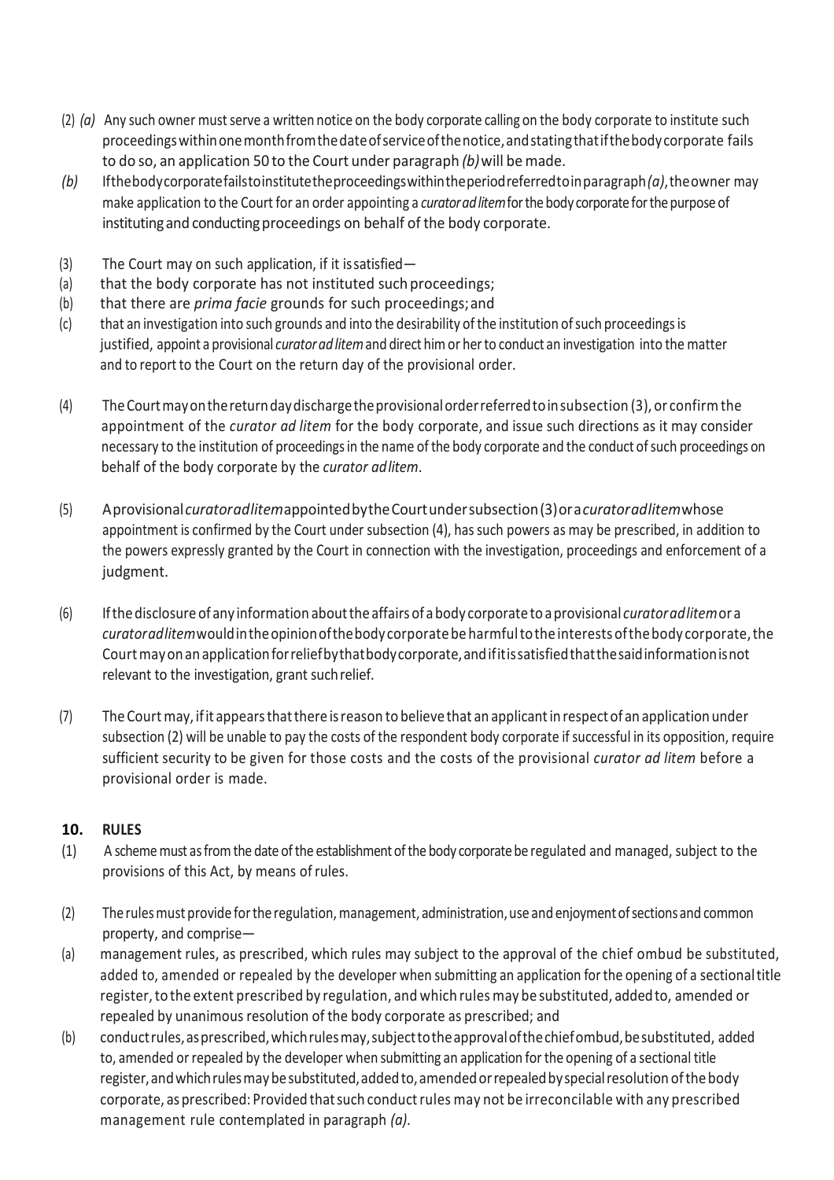(2) *(a)* Any such owner must serve a written notice on the body corporate calling on the body corporate to institute such proceedings within one month from the date of service of the notice, and stating that if the body corporate fails to do so, an application 50 to the Court under paragraph *(b)* will be made.

*(b)* If the body corporate fails to institute the proceedings within the period referred to in paragraph *(a)*, the owner may make application to the Court for an order appointing a *curator ad litem* for the body corporate for the purpose of instituting and conducting proceedings on behalf of the body corporate.

(3) The Court may on such application, if it is satisfied—

(a) that the body corporate has not instituted such proceedings;

(b) that there are *prima facie* grounds for such proceedings; and

(c) that an investigation into such grounds and into the desirability of the institution of such proceedings is justified, appoint a provisional *curator ad litem* and direct him or her to conduct an investigation into the matter and to report to the Court on the return day of the provisional order.

(4) The Court may on the return day discharge the provisional order referred to in subsection (3), or confirm the appointment of the *curator ad litem* for the body corporate, and issue such directions as it may consider necessary to the institution of proceedings in the name of the body corporate and the conduct of such proceedings on behalf of the body corporate by the *curator ad litem*.

(5) A provisional *curator ad litem* appointed by the Court under subsection (3) or a *curator ad litem* whose appointment is confirmed by the Court under subsection (4), has such powers as may be prescribed, in addition to the powers expressly granted by the Court in connection with the investigation, proceedings and enforcement of a judgment.

(6) If the disclosure of any information about the affairs of a body corporate to a provisional *curator ad litem* or a *curator ad litem* would in the opinion of the body corporate be harmful to the interests of the body corporate, the Court may on an application for relief by that body corporate, and if it is satisfied that the said information is not relevant to the investigation, grant such relief.

(7) The Court may, if it appears that there is reason to believe that an applicant in respect of an application under subsection (2) will be unable to pay the costs of the respondent body corporate if successful in its opposition, require sufficient security to be given for those costs and the costs of the provisional *curator ad litem* before a provisional order is made.

## 10. RULES

(1) A scheme must as from the date of the establishment of the body corporate be regulated and managed, subject to the provisions of this Act, by means of rules.

(2) The rules must provide for the regulation, management, administration, use and enjoyment of sections and common property, and comprise—

(a) management rules, as prescribed, which rules may subject to the approval of the chief ombud be substituted, added to, amended or repealed by the developer when submitting an application for the opening of a sectional title register, to the extent prescribed by regulation, and which rules may be substituted, added to, amended or repealed by unanimous resolution of the body corporate as prescribed; and

(b) conduct rules, as prescribed, which rules may, subject to the approval of the chief ombud, be substituted, added to, amended or repealed by the developer when submitting an application for the opening of a sectional title register, and which rules may be substituted, added to, amended or repealed by special resolution of the body corporate, as prescribed: Provided that such conduct rules may not be irreconcilable with any prescribed management rule contemplated in paragraph *(a)*.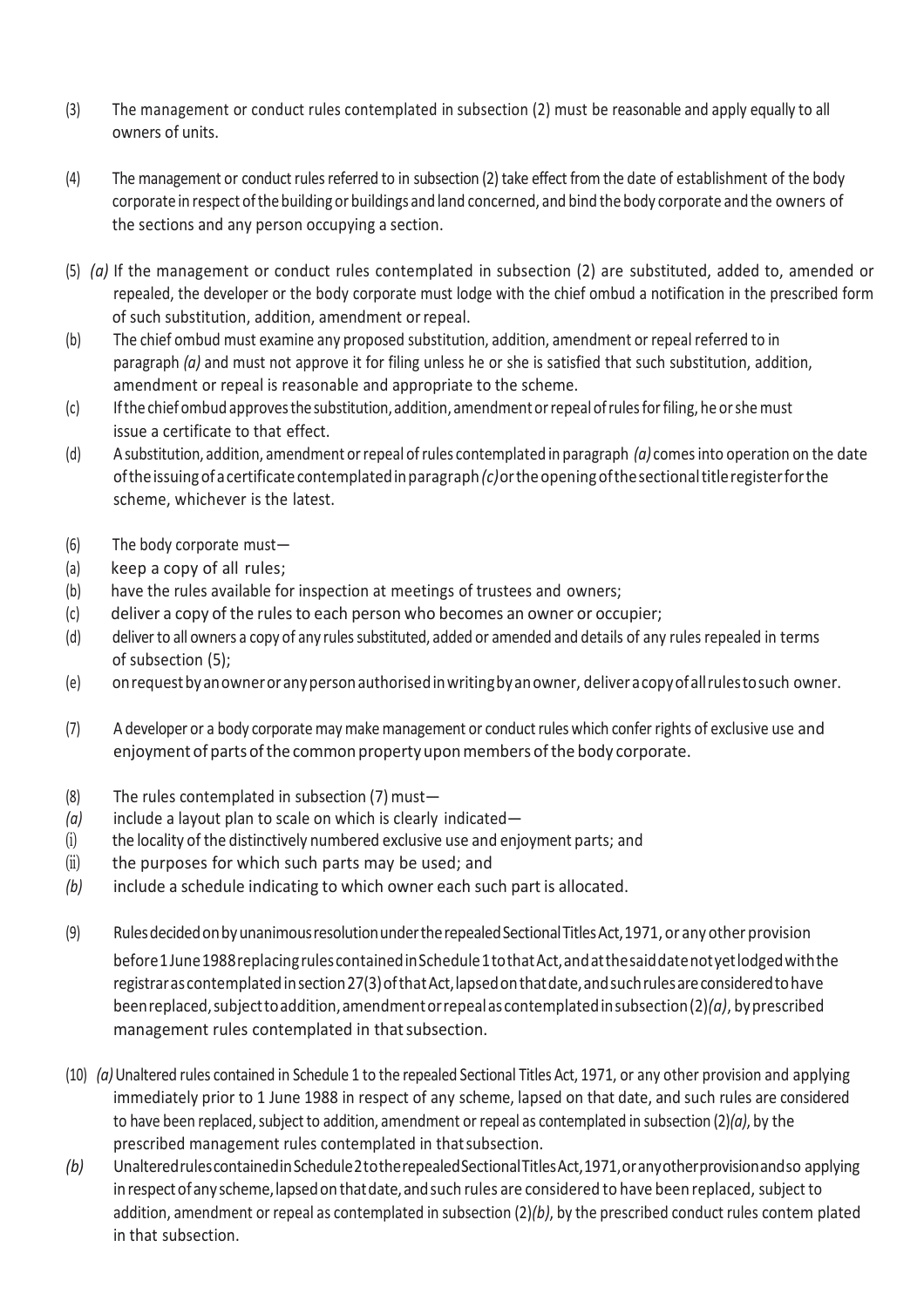(3) The management or conduct rules contemplated in subsection (2) must be reasonable and apply equally to all owners of units.

(4) The management or conduct rules referred to in subsection (2) take effect from the date of establishment of the body corporate in respect of the building or buildings and land concerned, and bind the body corporate and the owners of the sections and any person occupying a section.

(5) *(a)* If the management or conduct rules contemplated in subsection (2) are substituted, added to, amended or repealed, the developer or the body corporate must lodge with the chief ombud a notification in the prescribed form of such substitution, addition, amendment or repeal.

(b) The chief ombud must examine any proposed substitution, addition, amendment or repeal referred to in paragraph *(a)* and must not approve it for filing unless he or she is satisfied that such substitution, addition, amendment or repeal is reasonable and appropriate to the scheme.

(c) If the chief ombud approves the substitution, addition, amendment or repeal of rules for filing, he or she must issue a certificate to that effect.

(d) A substitution, addition, amendment or repeal of rules contemplated in paragraph *(a)* comes into operation on the date of the issuing of a certificate contemplated in paragraph *(c)* or the opening of the sectional title register for the scheme, whichever is the latest.

(6) The body corporate must—

(a) keep a copy of all rules;

(b) have the rules available for inspection at meetings of trustees and owners;

(c) deliver a copy of the rules to each person who becomes an owner or occupier;

(d) deliver to all owners a copy of any rules substituted, added or amended and details of any rules repealed in terms of subsection (5);

(e) on request by an owner or any person authorised in writing by an owner, deliver a copy of all rules to such owner.

(7) A developer or a body corporate may make management or conduct rules which confer rights of exclusive use and enjoyment of parts of the common property upon members of the body corporate.

(8) The rules contemplated in subsection (7) must—

*(a)* include a layout plan to scale on which is clearly indicated—

(i) the locality of the distinctively numbered exclusive use and enjoyment parts; and

(ii) the purposes for which such parts may be used; and

*(b)* include a schedule indicating to which owner each such part is allocated.

(9) Rules decided on by unanimous resolution under the repealed Sectional Titles Act, 1971, or any other provision before 1 June 1988 replacing rules contained in Schedule 1 to that Act, and at the said date not yet lodged with the registrar as contemplated in section 27(3) of that Act, lapsed on that date, and such rules are considered to have been replaced, subject to addition, amendment or repeal as contemplated in subsection (2)*(a)*, by prescribed management rules contemplated in that subsection.

(10) *(a)* Unaltered rules contained in Schedule 1 to the repealed Sectional Titles Act, 1971, or any other provision and applying immediately prior to 1 June 1988 in respect of any scheme, lapsed on that date, and such rules are considered to have been replaced, subject to addition, amendment or repeal as contemplated in subsection (2)*(a)*, by the prescribed management rules contemplated in that subsection.

*(b)* Unaltered rules contained in Schedule 2 to the repealed Sectional Titles Act, 1971, or any other provision and so applying in respect of any scheme, lapsed on that date, and such rules are considered to have been replaced, subject to addition, amendment or repeal as contemplated in subsection (2)*(b)*, by the prescribed conduct rules contem plated in that subsection.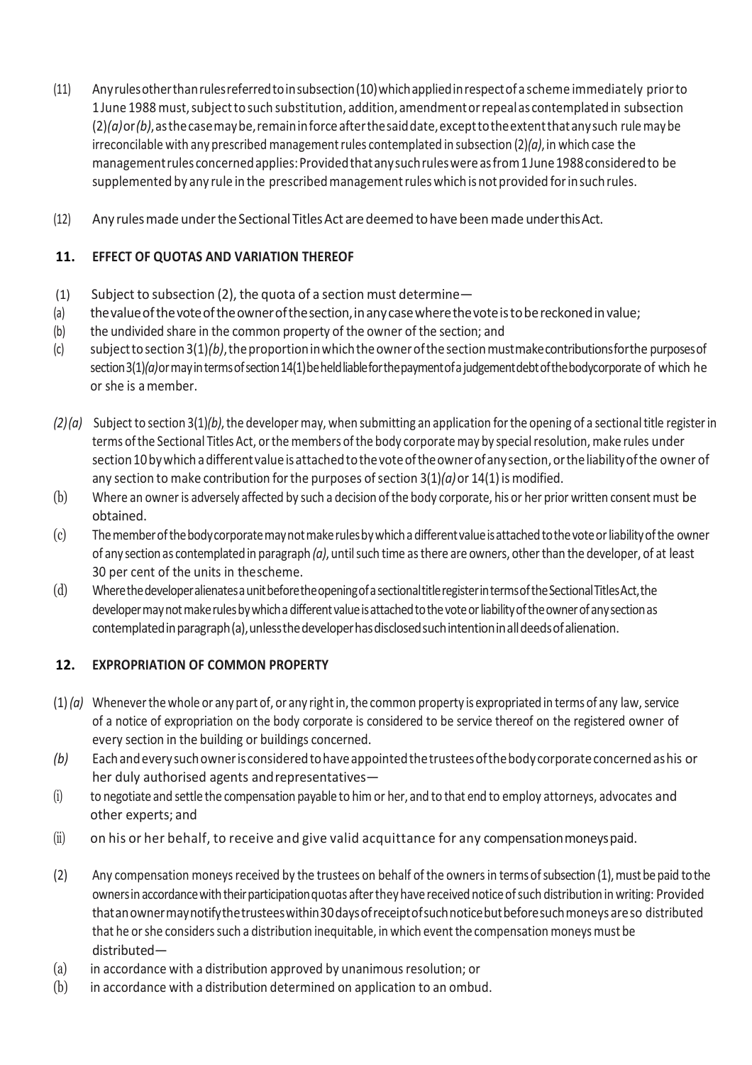(11) Any rules other than rules referred to in subsection (10) which applied in respect of a scheme immediately prior to 1 June 1988 must, subject to such substitution, addition, amendment or repeal as contemplated in subsection (2)*(a)* or *(b)*, as the case may be, remain in force after the said date, except to the extent that any such rule may be irreconcilable with any prescribed management rules contemplated in subsection (2)*(a)*, in which case the management rules concerned applies: Provided that any such rules were as from 1 June 1988 considered to be supplemented by any rule in the prescribed management rules which is not provided for in such rules.

(12) Any rules made under the Sectional Titles Act are deemed to have been made under this Act.

## 11. EFFECT OF QUOTAS AND VARIATION THEREOF

(1) Subject to subsection (2), the quota of a section must determine—

(a) the value of the vote of the owner of the section, in any case where the vote is to be reckoned in value;

(b) the undivided share in the common property of the owner of the section; and

(c) subject to section 3(1)*(b)*, the proportion in which the owner of the section must make contributions for the purposes of section 3(1)*(a)* or may in terms of section 14(1) be held liable for the payment of a judgement debt of the body corporate of which he or she is a member.

*(2)(a)* Subject to section 3(1)*(b)*, the developer may, when submitting an application for the opening of a sectional title register in terms of the Sectional Titles Act, or the members of the body corporate may by special resolution, make rules under section 10 by which a different value is attached to the vote of the owner of any section, or the liability of the owner of any section to make contribution for the purposes of section 3(1)*(a)* or 14(1) is modified.

(b) Where an owner is adversely affected by such a decision of the body corporate, his or her prior written consent must be obtained.

(c) The member of the body corporate may not make rules by which a different value is attached to the vote or liability of the owner of any section as contemplated in paragraph *(a)*, until such time as there are owners, other than the developer, of at least 30 per cent of the units in the scheme.

(d) Where the developer alienates a unit before the opening of a sectional title register in terms of the Sectional Titles Act, the developer may not make rules by which a different value is attached to the vote or liability of the owner of any section as contemplated in paragraph (a), unless the developer has disclosed such intention in all deeds of alienation.

## 12. EXPROPRIATION OF COMMON PROPERTY

(1) *(a)* Whenever the whole or any part of, or any right in, the common property is expropriated in terms of any law, service of a notice of expropriation on the body corporate is considered to be service thereof on the registered owner of every section in the building or buildings concerned.

*(b)* Each and every such owner is considered to have appointed the trustees of the body corporate concerned as his or her duly authorised agents and representatives—

(i) to negotiate and settle the compensation payable to him or her, and to that end to employ attorneys, advocates and other experts; and

(ii) on his or her behalf, to receive and give valid acquittance for any compensation moneys paid.

(2) Any compensation moneys received by the trustees on behalf of the owners in terms of subsection (1), must be paid to the owners in accordance with their participation quotas after they have received notice of such distribution in writing: Provided that an owner may notify the trustees within 30 days of receipt of such notice but before such moneys are so distributed that he or she considers such a distribution inequitable, in which event the compensation moneys must be distributed—

(a) in accordance with a distribution approved by unanimous resolution; or

(b) in accordance with a distribution determined on application to an ombud.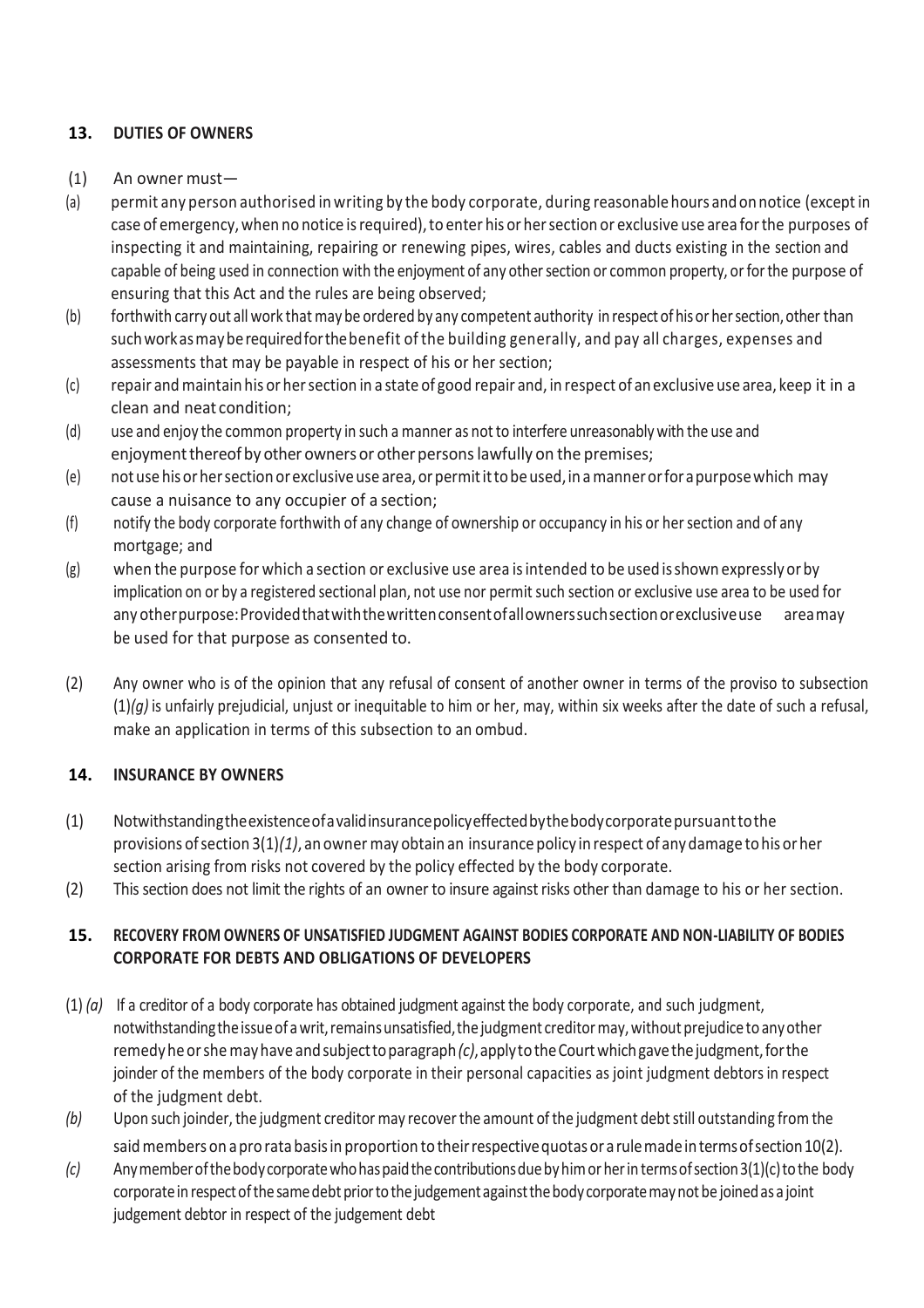## 13. DUTIES OF OWNERS

(1) An owner must—

(a) permit any person authorised in writing by the body corporate, during reasonable hours and on notice (except in case of emergency, when no notice is required), to enter his or her section or exclusive use area for the purposes of inspecting it and maintaining, repairing or renewing pipes, wires, cables and ducts existing in the section and capable of being used in connection with the enjoyment of any other section or common property, or for the purpose of ensuring that this Act and the rules are being observed;

(b) forthwith carry out all work that may be ordered by any competent authority in respect of his or her section, other than such work as may be required for the benefit of the building generally, and pay all charges, expenses and assessments that may be payable in respect of his or her section;

(c) repair and maintain his or her section in a state of good repair and, in respect of an exclusive use area, keep it in a clean and neat condition;

(d) use and enjoy the common property in such a manner as not to interfere unreasonably with the use and enjoyment thereof by other owners or other persons lawfully on the premises;

(e) not use his or her section or exclusive use area, or permit it to be used, in a manner or for a purpose which may cause a nuisance to any occupier of a section;

(f) notify the body corporate forthwith of any change of ownership or occupancy in his or her section and of any mortgage; and

(g) when the purpose for which a section or exclusive use area is intended to be used is shown expressly or by implication on or by a registered sectional plan, not use nor permit such section or exclusive use area to be used for any other purpose: Provided that with the written consent of all owners such section or exclusive use area may be used for that purpose as consented to.

(2) Any owner who is of the opinion that any refusal of consent of another owner in terms of the proviso to subsection (1)*(g)* is unfairly prejudicial, unjust or inequitable to him or her, may, within six weeks after the date of such a refusal, make an application in terms of this subsection to an ombud.

## 14. INSURANCE BY OWNERS

(1) Notwithstanding the existence of a valid insurance policy effected by the body corporate pursuant to the provisions of section 3(1)*(1)*, an owner may obtain an insurance policy in respect of any damage to his or her section arising from risks not covered by the policy effected by the body corporate.

(2) This section does not limit the rights of an owner to insure against risks other than damage to his or her section.

## 15. RECOVERY FROM OWNERS OF UNSATISFIED JUDGMENT AGAINST BODIES CORPORATE AND NON-LIABILITY OF BODIES CORPORATE FOR DEBTS AND OBLIGATIONS OF DEVELOPERS

(1) *(a)* If a creditor of a body corporate has obtained judgment against the body corporate, and such judgment, notwithstanding the issue of a writ, remains unsatisfied, the judgment creditor may, without prejudice to any other remedy he or she may have and subject to paragraph *(c)*, apply to the Court which gave the judgment, for the joinder of the members of the body corporate in their personal capacities as joint judgment debtors in respect of the judgment debt.

*(b)* Upon such joinder, the judgment creditor may recover the amount of the judgment debt still outstanding from the said members on a pro rata basis in proportion to their respective quotas or a rule made in terms of section 10(2).

*(c)* Any member of the body corporate who has paid the contributions due by him or her in terms of section 3(1)(c) to the body corporate in respect of the same debt prior to the judgement against the body corporate may not be joined as a joint judgement debtor in respect of the judgement debt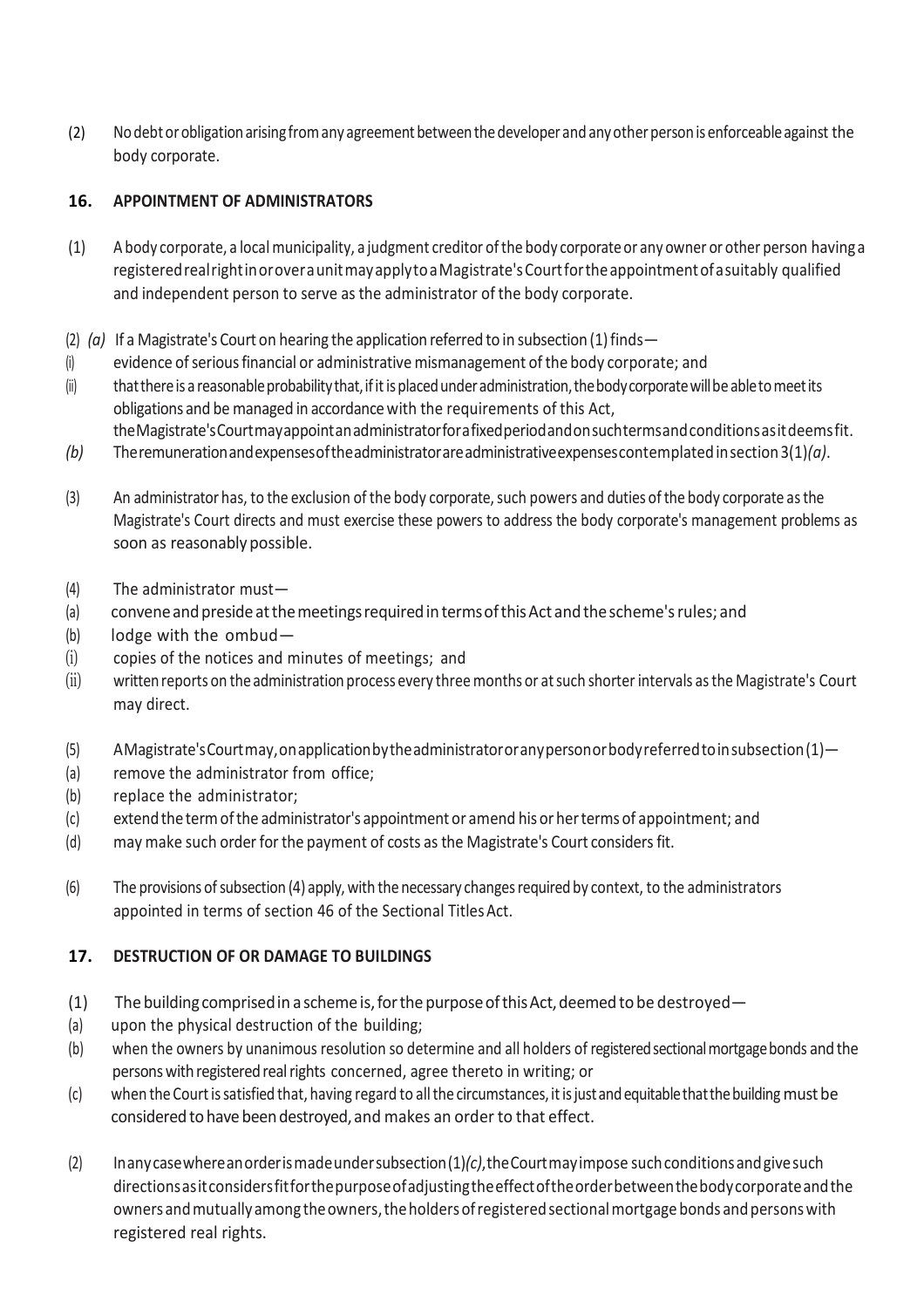(2) No debt or obligation arising from any agreement between the developer and any other person is enforceable against the body corporate.

## 16. APPOINTMENT OF ADMINISTRATORS

(1) A body corporate, a local municipality, a judgment creditor of the body corporate or any owner or other person having a registered real right in or over a unit may apply to a Magistrate's Court for the appointment of a suitably qualified and independent person to serve as the administrator of the body corporate.

(2) *(a)* If a Magistrate's Court on hearing the application referred to in subsection (1) finds—

(i) evidence of serious financial or administrative mismanagement of the body corporate; and

(ii) that there is a reasonable probability that, if it is placed under administration, the body corporate will be able to meet its obligations and be managed in accordance with the requirements of this Act,

the Magistrate's Court may appoint an administrator for a fixed period and on such terms and conditions as it deems fit.

*(b)* The remuneration and expenses of the administrator are administrative expenses contemplated in section 3(1)*(a)*.

(3) An administrator has, to the exclusion of the body corporate, such powers and duties of the body corporate as the Magistrate's Court directs and must exercise these powers to address the body corporate's management problems as soon as reasonably possible.

(4) The administrator must—

(a) convene and preside at the meetings required in terms of this Act and the scheme's rules; and

(b) lodge with the ombud—

(i) copies of the notices and minutes of meetings; and

(ii) written reports on the administration process every three months or at such shorter intervals as the Magistrate's Court may direct.

(5) A Magistrate's Court may, on application by the administrator or any person or body referred to in subsection (1)—

(a) remove the administrator from office;

(b) replace the administrator;

(c) extend the term of the administrator's appointment or amend his or her terms of appointment; and

(d) may make such order for the payment of costs as the Magistrate's Court considers fit.

(6) The provisions of subsection (4) apply, with the necessary changes required by context, to the administrators appointed in terms of section 46 of the Sectional Titles Act.

## 17. DESTRUCTION OF OR DAMAGE TO BUILDINGS

(1) The building comprised in a scheme is, for the purpose of this Act, deemed to be destroyed—

(a) upon the physical destruction of the building;

(b) when the owners by unanimous resolution so determine and all holders of registered sectional mortgage bonds and the persons with registered real rights concerned, agree thereto in writing; or

(c) when the Court is satisfied that, having regard to all the circumstances, it is just and equitable that the building must be considered to have been destroyed, and makes an order to that effect.

(2) In any case where an order is made under subsection (1)*(c)*, the Court may impose such conditions and give such directions as it considers fit for the purpose of adjusting the effect of the order between the body corporate and the owners and mutually among the owners, the holders of registered sectional mortgage bonds and persons with registered real rights.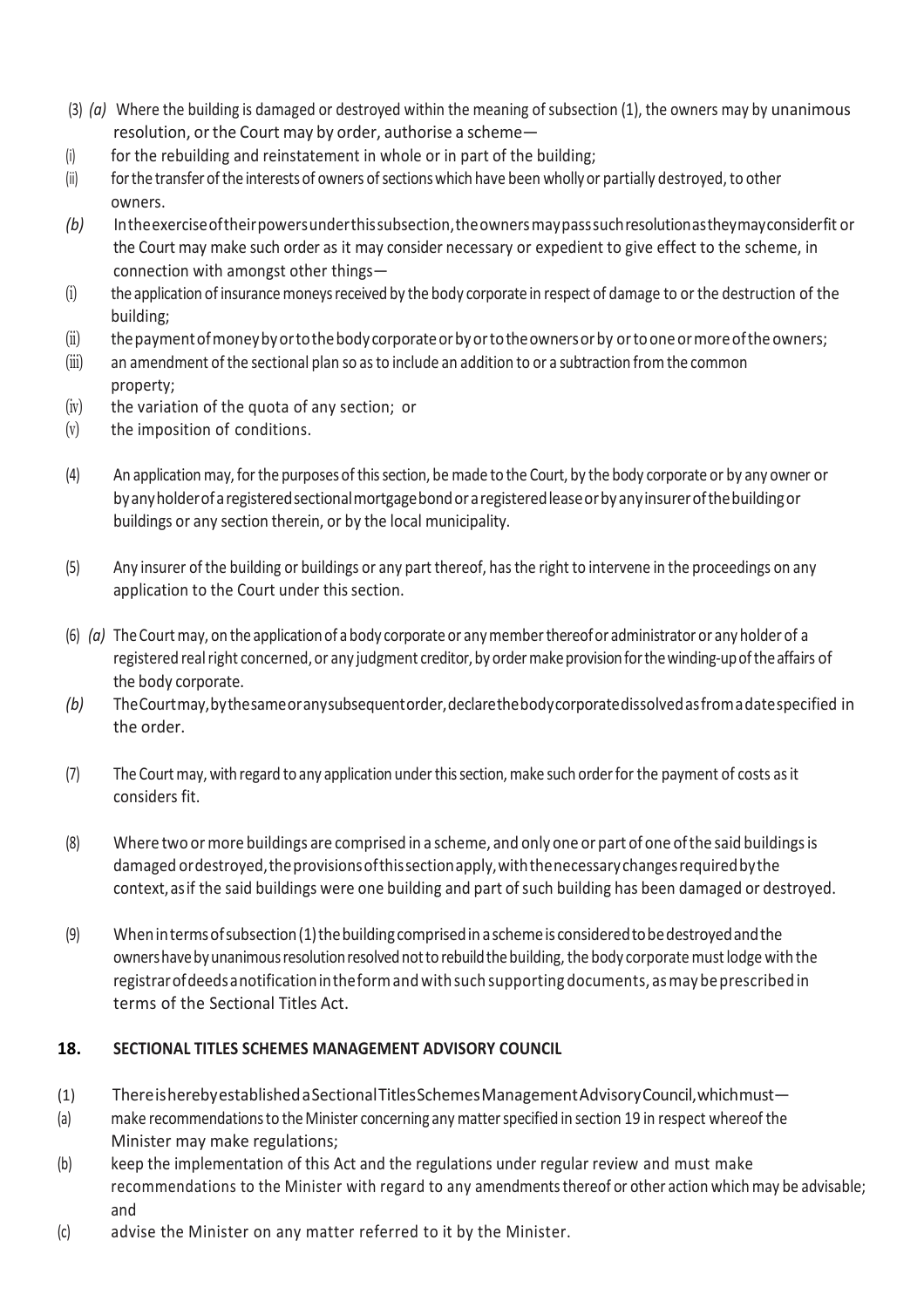(3) *(a)* Where the building is damaged or destroyed within the meaning of subsection (1), the owners may by unanimous resolution, or the Court may by order, authorise a scheme—

(i) for the rebuilding and reinstatement in whole or in part of the building;

(ii) for the transfer of the interests of owners of sections which have been wholly or partially destroyed, to other owners.

*(b)* In the exercise of their powers under this subsection, the owners may pass such resolution as they may consider fit or the Court may make such order as it may consider necessary or expedient to give effect to the scheme, in connection with amongst other things—

(i) the application of insurance moneys received by the body corporate in respect of damage to or the destruction of the building;

(ii) the payment of money by or to the body corporate or by or to the owners or by or to one or more of the owners;

(iii) an amendment of the sectional plan so as to include an addition to or a subtraction from the common property;

(iv) the variation of the quota of any section; or

(v) the imposition of conditions.

(4) An application may, for the purposes of this section, be made to the Court, by the body corporate or by any owner or by any holder of a registered sectional mortgage bond or a registered lease or by any insurer of the building or buildings or any section therein, or by the local municipality.

(5) Any insurer of the building or buildings or any part thereof, has the right to intervene in the proceedings on any application to the Court under this section.

(6) *(a)* The Court may, on the application of a body corporate or any member thereof or administrator or any holder of a registered real right concerned, or any judgment creditor, by order make provision for the winding-up of the affairs of the body corporate.

*(b)* The Court may, by the same or any subsequent order, declare the body corporate dissolved as from a date specified in the order.

(7) The Court may, with regard to any application under this section, make such order for the payment of costs as it considers fit.

(8) Where two or more buildings are comprised in a scheme, and only one or part of one of the said buildings is damaged or destroyed, the provisions of this section apply, with the necessary changes required by the context, as if the said buildings were one building and part of such building has been damaged or destroyed.

(9) When in terms of subsection (1) the building comprised in a scheme is considered to be destroyed and the owners have by unanimous resolution resolved not to rebuild the building, the body corporate must lodge with the registrar of deeds a notification in the form and with such supporting documents, as may be prescribed in terms of the Sectional Titles Act.

## 18. SECTIONAL TITLES SCHEMES MANAGEMENT ADVISORY COUNCIL

(1) There is hereby established a Sectional Titles Schemes Management Advisory Council, which must—

(a) make recommendations to the Minister concerning any matter specified in section 19 in respect whereof the Minister may make regulations;

(b) keep the implementation of this Act and the regulations under regular review and must make recommendations to the Minister with regard to any amendments thereof or other action which may be advisable; and

(c) advise the Minister on any matter referred to it by the Minister.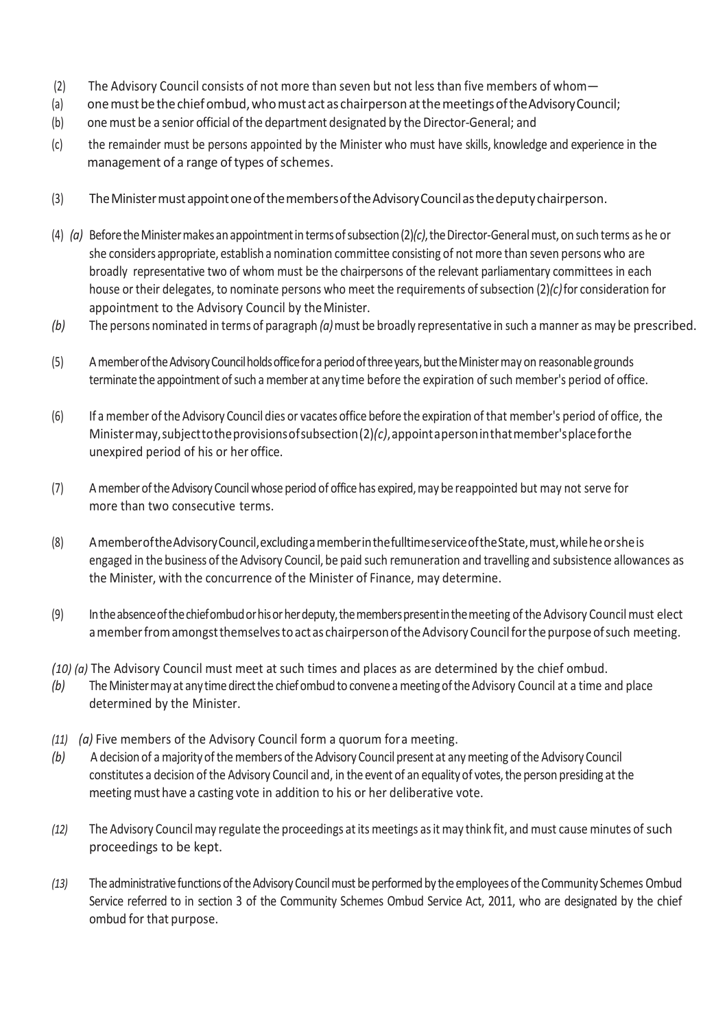(2) The Advisory Council consists of not more than seven but not less than five members of whom—

(a) one must be the chief ombud, who must act as chairperson at the meetings of the Advisory Council;

(b) one must be a senior official of the department designated by the Director-General; and

(c) the remainder must be persons appointed by the Minister who must have skills, knowledge and experience in the management of a range of types of schemes.

(3) The Minister must appoint one of the members of the Advisory Council as the deputy chairperson.

(4) *(a)* Before the Minister makes an appointment in terms of subsection (2)*(c)*, the Director-General must, on such terms as he or she considers appropriate, establish a nomination committee consisting of not more than seven persons who are broadly representative two of whom must be the chairpersons of the relevant parliamentary committees in each house or their delegates, to nominate persons who meet the requirements of subsection (2)*(c)* for consideration for appointment to the Advisory Council by the Minister.

*(b)* The persons nominated in terms of paragraph *(a)* must be broadly representative in such a manner as may be prescribed.

(5) A member of the Advisory Council holds office for a period of three years, but the Minister may on reasonable grounds terminate the appointment of such a member at any time before the expiration of such member's period of office.

(6) If a member of the Advisory Council dies or vacates office before the expiration of that member's period of office, the Minister may, subject to the provisions of subsection (2)*(c)*, appoint a person in that member's place for the unexpired period of his or her office.

(7) A member of the Advisory Council whose period of office has expired, may be reappointed but may not serve for more than two consecutive terms.

(8) A member of the Advisory Council, excluding a member in the fulltime service of the State, must, while he or she is engaged in the business of the Advisory Council, be paid such remuneration and travelling and subsistence allowances as the Minister, with the concurrence of the Minister of Finance, may determine.

(9) In the absence of the chief ombud or his or her deputy, the members present in the meeting of the Advisory Council must elect a member from amongst themselves to act as chairperson of the Advisory Council for the purpose of such meeting.

*(10) (a)* The Advisory Council must meet at such times and places as are determined by the chief ombud.

*(b)* The Minister may at any time direct the chief ombud to convene a meeting of the Advisory Council at a time and place determined by the Minister.

*(11) (a)* Five members of the Advisory Council form a quorum for a meeting.

*(b)* A decision of a majority of the members of the Advisory Council present at any meeting of the Advisory Council constitutes a decision of the Advisory Council and, in the event of an equality of votes, the person presiding at the meeting must have a casting vote in addition to his or her deliberative vote.

*(12)* The Advisory Council may regulate the proceedings at its meetings as it may think fit, and must cause minutes of such proceedings to be kept.

*(13)* The administrative functions of the Advisory Council must be performed by the employees of the Community Schemes Ombud Service referred to in section 3 of the Community Schemes Ombud Service Act, 2011, who are designated by the chief ombud for that purpose.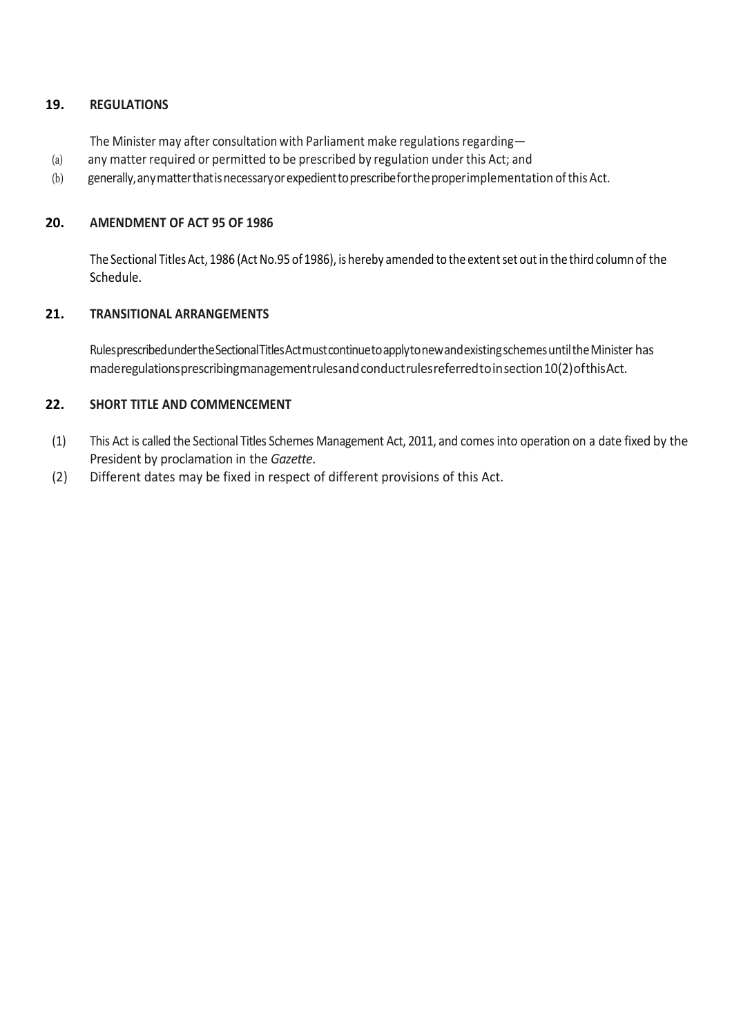## 19. REGULATIONS

The Minister may after consultation with Parliament make regulations regarding—

(a) any matter required or permitted to be prescribed by regulation under this Act; and

(b) generally, any matter that is necessary or expedient to prescribe for the proper implementation of this Act.

## 20. AMENDMENT OF ACT 95 OF 1986

The Sectional Titles Act, 1986 (Act No.95 of 1986), is hereby amended to the extent set out in the third column of the Schedule.

## 21. TRANSITIONAL ARRANGEMENTS

Rules prescribed under the Sectional Titles Act must continue to apply to new and existing schemes until the Minister has made regulations prescribing management rules and conduct rules referred to in section 10(2) of this Act.

## 22. SHORT TITLE AND COMMENCEMENT

(1) This Act is called the Sectional Titles Schemes Management Act, 2011, and comes into operation on a date fixed by the President by proclamation in the *Gazette*.

(2) Different dates may be fixed in respect of different provisions of this Act.